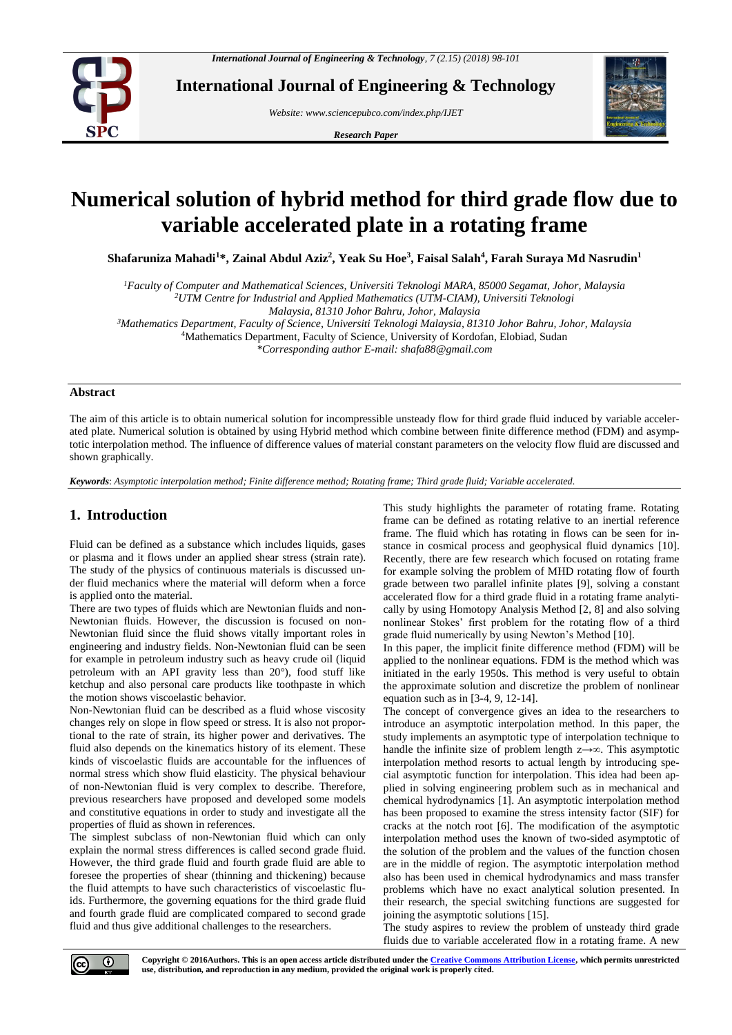# Numerical solution of hybrid method for third grade flow due to variable accelerated plate in a rotating frame

**Shafaruniza Mahadi[1]*, Zainal Abdul Aziz[2], Yeak Su Hoe[3], Faisal Salah[4], Farah Suraya Md Nasrudin[1]**

[1]*Faculty of Computer and Mathematical Sciences, Universiti Teknologi MARA, 85000 Segamat, Johor, Malaysia*
[2]*UTM Centre for Industrial and Applied Mathematics (UTM-CIAM), Universiti Teknologi Malaysia, 81310 Johor Bahru, Johor, Malaysia*
[3]*Mathematics Department, Faculty of Science, Universiti Teknologi Malaysia, 81310 Johor Bahru, Johor, Malaysia*
[4]Mathematics Department, Faculty of Science, University of Kordofan, Elobiad, Sudan
*\*Corresponding author E-mail: shafa88@gmail.com*

### Abstract

The aim of this article is to obtain numerical solution for incompressible unsteady flow for third grade fluid induced by variable accelerated plate. Numerical solution is obtained by using Hybrid method which combine between finite difference method (FDM) and asymptotic interpolation method. The influence of difference values of material constant parameters on the velocity flow fluid are discussed and shown graphically.

***Keywords***: *Asymptotic interpolation method; Finite difference method; Rotating frame; Third grade fluid; Variable accelerated.*

## 1. Introduction

Fluid can be defined as a substance which includes liquids, gases or plasma and it flows under an applied shear stress (strain rate). The study of the physics of continuous materials is discussed under fluid mechanics where the material will deform when a force is applied onto the material.

There are two types of fluids which are Newtonian fluids and non-Newtonian fluids. However, the discussion is focused on non-Newtonian fluid since the fluid shows vitally important roles in engineering and industry fields. Non-Newtonian fluid can be seen for example in petroleum industry such as heavy crude oil (liquid petroleum with an API gravity less than 20°), food stuff like ketchup and also personal care products like toothpaste in which the motion shows viscoelastic behavior.

Non-Newtonian fluid can be described as a fluid whose viscosity changes rely on slope in flow speed or stress. It is also not proportional to the rate of strain, its higher power and derivatives. The fluid also depends on the kinematics history of its element. These kinds of viscoelastic fluids are accountable for the influences of normal stress which show fluid elasticity. The physical behaviour of non-Newtonian fluid is very complex to describe. Therefore, previous researchers have proposed and developed some models and constitutive equations in order to study and investigate all the properties of fluid as shown in references.

The simplest subclass of non-Newtonian fluid which can only explain the normal stress differences is called second grade fluid. However, the third grade fluid and fourth grade fluid are able to foresee the properties of shear (thinning and thickening) because the fluid attempts to have such characteristics of viscoelastic fluids. Furthermore, the governing equations for the third grade fluid and fourth grade fluid are complicated compared to second grade fluid and thus give additional challenges to the researchers.

This study highlights the parameter of rotating frame. Rotating frame can be defined as rotating relative to an inertial reference frame. The fluid which has rotating in flows can be seen for instance in cosmical process and geophysical fluid dynamics [10]. Recently, there are few research which focused on rotating frame for example solving the problem of MHD rotating flow of fourth grade between two parallel infinite plates [9], solving a constant accelerated flow for a third grade fluid in a rotating frame analytically by using Homotopy Analysis Method [2, 8] and also solving nonlinear Stokes' first problem for the rotating flow of a third grade fluid numerically by using Newton's Method [10].

In this paper, the implicit finite difference method (FDM) will be applied to the nonlinear equations. FDM is the method which was initiated in the early 1950s. This method is very useful to obtain the approximate solution and discretize the problem of nonlinear equation such as in [3-4, 9, 12-14].

The concept of convergence gives an idea to the researchers to introduce an asymptotic interpolation method. In this paper, the study implements an asymptotic type of interpolation technique to handle the infinite size of problem length $z \to \infty$. This asymptotic interpolation method resorts to actual length by introducing special asymptotic function for interpolation. This idea had been applied in solving engineering problem such as in mechanical and chemical hydrodynamics [1]. An asymptotic interpolation method has been proposed to examine the stress intensity factor (SIF) for cracks at the notch root [6]. The modification of the asymptotic interpolation method uses the known of two-sided asymptotic of the solution of the problem and the values of the function chosen are in the middle of region. The asymptotic interpolation method also has been used in chemical hydrodynamics and mass transfer problems which have no exact analytical solution presented. In their research, the special switching functions are suggested for joining the asymptotic solutions [15].

The study aspires to review the problem of unsteady third grade fluids due to variable accelerated flow in a rotating frame. A new

**Copyright © 2016Authors. This is an open access article distributed under the Creative Commons Attribution License, which permits unrestricted use, distribution, and reproduction in any medium, provided the original work is properly cited.**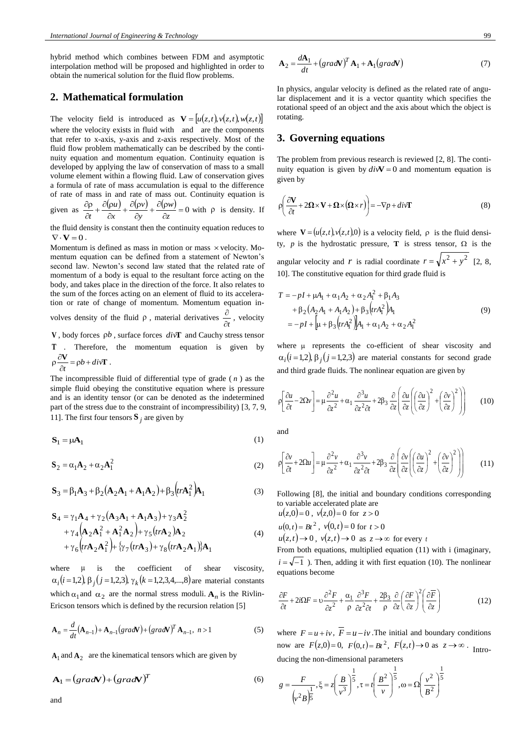hybrid method which combines between FDM and asymptotic interpolation method will be proposed and highlighted in order to obtain the numerical solution for the fluid flow problems.

## 2. Mathematical formulation

The velocity field is introduced as $\mathbf{V} = [u(z,t), v(z,t), w(z,t)]$ where the velocity exists in fluid with and are the components that refer to x-axis, y-axis and z-axis respectively. Most of the fluid flow problem mathematically can be described by the continuity equation and momentum equation. Continuity equation is developed by applying the law of conservation of mass to a small volume element within a flowing fluid. Law of conservation gives a formula of rate of mass accumulation is equal to the difference of rate of mass in and rate of mass out. Continuity equation is given as $\frac{\partial \rho}{\partial t} + \frac{\partial(\rho u)}{\partial x} + \frac{\partial(\rho v)}{\partial y} + \frac{\partial(\rho w)}{\partial z} = 0$ with $\rho$ is density. If the fluid density is constant then the continuity equation reduces to $\nabla \cdot \mathbf{V} = 0$.

Momentum is defined as mass in motion or mass $\times$ velocity. Momentum equation can be defined from a statement of Newton's second law. Newton's second law stated that the related rate of momentum of a body is equal to the resultant force acting on the body, and takes place in the direction of the force. It also relates to the sum of the forces acting on an element of fluid to its acceleration or rate of change of momentum. Momentum equation involves density of the fluid $\rho$, material derivatives $\frac{\partial}{\partial t}$, velocity $\mathbf{V}$, body forces $\rho b$, surface forces $div\mathbf{T}$ and Cauchy stress tensor $\mathbf{T}$. Therefore, the momentum equation is given by $\rho \frac{\partial \mathbf{V}}{\partial t} = \rho b + div\mathbf{T}$.

The incompressible fluid of differential type of grade ($n$) as the simple fluid obeying the constitutive equation where is pressure and is an identity tensor (or can be denoted as the indetermined part of the stress due to the constraint of incompressibility) [3, 7, 9, 11]. The first four tensors $\mathbf{S}_j$ are given by

$$\mathbf{S}_1 = \mu \mathbf{A}_1 \tag{1}$$

$$\mathbf{S}_2 = \alpha_1 \mathbf{A}_2 + \alpha_2 \mathbf{A}_1^2 \tag{2}$$

$$\mathbf{S}_3 = \beta_1 \mathbf{A}_3 + \beta_2 (\mathbf{A}_2 \mathbf{A}_1 + \mathbf{A}_1 \mathbf{A}_2) + \beta_3 (tr\mathbf{A}_1^2) \mathbf{A}_1 \tag{3}$$

$$\begin{aligned}\mathbf{S}_4 &= \gamma_1 \mathbf{A}_4 + \gamma_2 (\mathbf{A}_3 \mathbf{A}_1 + \mathbf{A}_1 \mathbf{A}_3) + \gamma_3 \mathbf{A}_2^2 \\ &+ \gamma_4 (\mathbf{A}_2 \mathbf{A}_1^2 + \mathbf{A}_1^2 \mathbf{A}_2) + \gamma_5 (tr\mathbf{A}_2) \mathbf{A}_2 \\ &+ \gamma_6 (tr\mathbf{A}_2 \mathbf{A}_1^2) + \{\gamma_7 (tr\mathbf{A}_3) + \gamma_8 (tr\mathbf{A}_2 \mathbf{A}_1)\} \mathbf{A}_1\end{aligned} \tag{4}$$

where $\mu$ is the coefficient of shear viscosity, $\alpha_i (i = 1,2), \beta_j (j = 1,2,3), \gamma_k (k = 1,2,3,4,...,8)$ are material constants which $\alpha_1$ and $\alpha_2$ are the normal stress moduli. $\mathbf{A}_n$ is the Rivlin-Ericson tensors which is defined by the recursion relation [5]

$$\mathbf{A}_n = \frac{d}{dt}(\mathbf{A}_{n-1}) + \mathbf{A}_{n-1}(grad\mathbf{V}) + (grad\mathbf{V})^T \mathbf{A}_{n-1}, \; n > 1 \tag{5}$$

$\mathbf{A}_1$ and $\mathbf{A}_2$ are the kinematical tensors which are given by

$$\mathbf{A}_1 = (grad\mathbf{V}) + (grad\mathbf{V})^T \tag{6}$$

and

$$\mathbf{A}_2 = \frac{d\mathbf{A}_1}{dt} + (grad\mathbf{V})^T \mathbf{A}_1 + \mathbf{A}_1 (grad\mathbf{V}) \tag{7}$$

In physics, angular velocity is defined as the related rate of angular displacement and it is a vector quantity which specifies the rotational speed of an object and the axis about which the object is rotating.

## 3. Governing equations

The problem from previous research is reviewed [2, 8]. The continuity equation is given by $div\mathbf{V} = 0$ and momentum equation is given by

$$\rho\left(\frac{\partial \mathbf{V}}{\partial t} + 2\mathbf{\Omega} \times \mathbf{V} + \mathbf{\Omega} \times (\mathbf{\Omega} \times r)\right) = -\nabla p + div\mathbf{T} \tag{8}$$

where $\mathbf{V} = (u(z,t), v(z,t), 0)$ is a velocity field, $\rho$ is the fluid density, $p$ is the hydrostatic pressure, $\mathbf{T}$ is stress tensor, $\Omega$ is the angular velocity and $r$ is radial coordinate $r = \sqrt{x^2 + y^2}$ [2, 8, 10]. The constitutive equation for third grade fluid is

$$\begin{aligned}T &= -pI + \mu A_1 + \alpha_1 A_2 + \alpha_2 A_1^2 + \beta_1 A_3 \\ &+ \beta_2 (A_2 A_1 + A_1 A_2) + \beta_3 (trA_1^2) A_1 \\ &= -pI + [\mu + \beta_3 (trA_1^2)] A_1 + \alpha_1 A_2 + \alpha_2 A_1^2\end{aligned} \tag{9}$$

where $\mu$ represents the co-efficient of shear viscosity and $\alpha_i (i = 1,2), \beta_j (j = 1,2,3)$ are material constants for second grade and third grade fluids. The nonlinear equation are given by

$$\rho\left[\frac{\partial u}{\partial t} - 2\Omega v\right] = \mu \frac{\partial^2 u}{\partial z^2} + \alpha_1 \frac{\partial^3 u}{\partial z^2 \partial t} + 2\beta_3 \frac{\partial}{\partial z}\left(\frac{\partial u}{\partial z}\left(\left(\frac{\partial u}{\partial z}\right)^2 + \left(\frac{\partial v}{\partial z}\right)^2\right)\right) \tag{10}$$

and

$$\rho\left[\frac{\partial v}{\partial t} + 2\Omega u\right] = \mu \frac{\partial^2 v}{\partial z^2} + \alpha_1 \frac{\partial^3 v}{\partial z^2 \partial t} + 2\beta_3 \frac{\partial}{\partial z}\left(\frac{\partial v}{\partial z}\left(\left(\frac{\partial u}{\partial z}\right)^2 + \left(\frac{\partial v}{\partial z}\right)^2\right)\right) \tag{11}$$

Following [8], the initial and boundary conditions corresponding to variable accelerated plate are

$u(z,0) = 0$, $v(z,0) = 0$ for $z > 0$

$u(0,t) = Bt^2$, $v(0,t) = 0$ for $t > 0$

$u(z,t) \to 0$, $v(z,t) \to 0$ as $z \to \infty$ for every $t$

From both equations, multiplied equation (11) with i (imaginary, $i = \sqrt{-1}$ ). Then, adding it with first equation (10). The nonlinear equations become

$$\frac{\partial F}{\partial t} + 2i\Omega F = \upsilon \frac{\partial^2 F}{\partial z^2} + \frac{\alpha_1}{\rho} \frac{\partial^3 F}{\partial z^2 \partial t} + \frac{2\beta_3}{\rho} \frac{\partial}{\partial z}\left(\frac{\partial F}{\partial z}\right)^2 \left(\frac{\partial \overline{F}}{\partial z}\right) \tag{12}$$

where $F = u + iv$, $\overline{F} = u - iv$. The initial and boundary conditions now are $F(z,0) = 0$, $F(0,t) = Bt^2$, $F(z,t) \to 0$ as $z \to \infty$. Introducing the non-dimensional parameters

$$g = \frac{F}{\left(v^2 B\right)^{\frac{1}{5}}}, \xi = z\left(\frac{B}{v^3}\right)^{\frac{1}{5}}, \tau = t\left(\frac{B^2}{v}\right)^{\frac{1}{5}}, \omega = \Omega\left(\frac{v^2}{B^2}\right)^{\frac{1}{5}}$$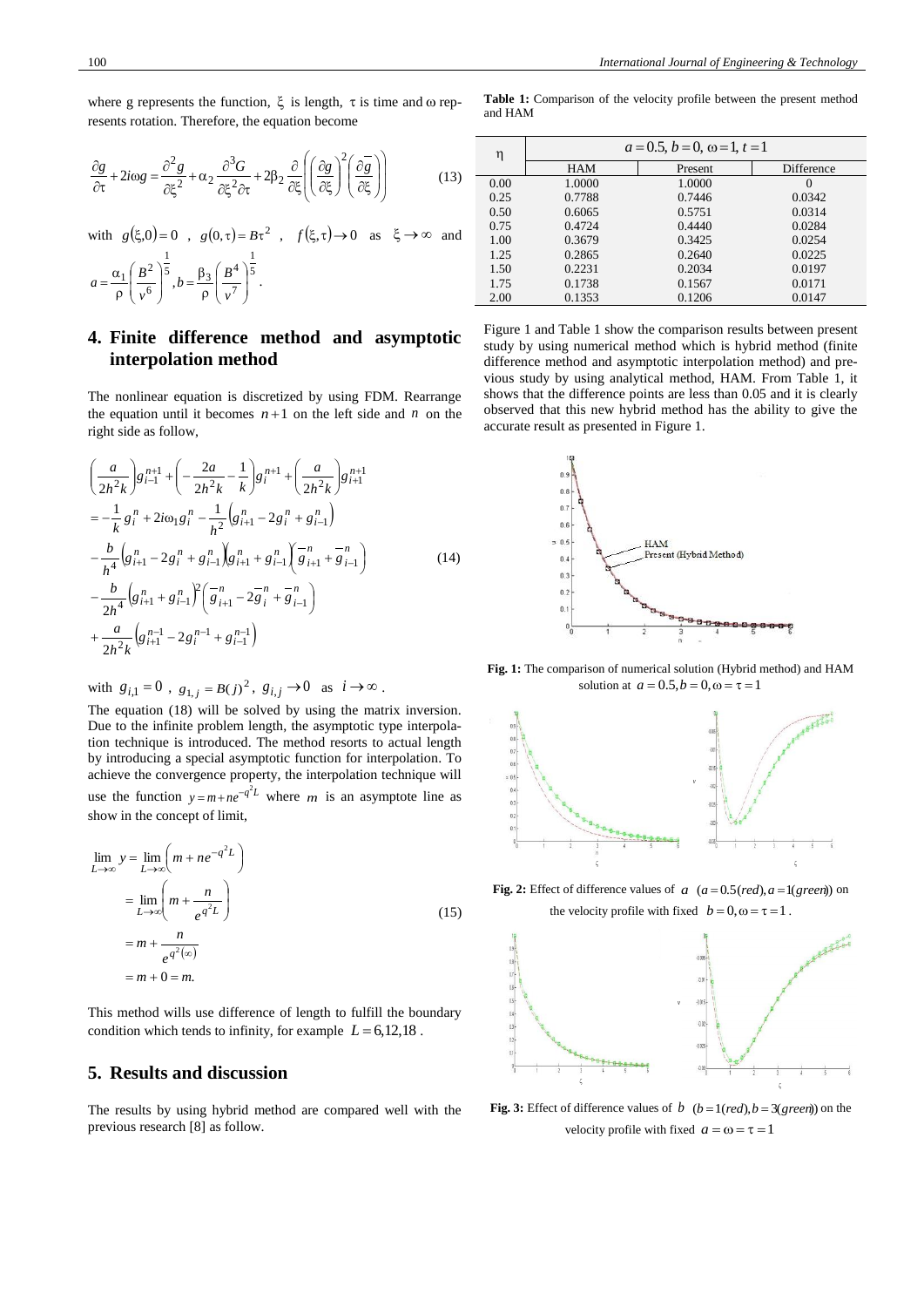where g represents the function, $\xi$ is length, $\tau$ is time and $\omega$ represents rotation. Therefore, the equation become

$$\frac{\partial g}{\partial \tau}+2i\omega g=\frac{\partial^2 g}{\partial \xi^2}+\alpha_2\frac{\partial^3 G}{\partial \xi^2\partial \tau}+2\beta_2\frac{\partial}{\partial \xi}\left(\left(\frac{\partial g}{\partial \xi}\right)^2\left(\frac{\partial \bar{g}}{\partial \xi}\right)\right) \tag{13}$$

with $g(\xi,0)=0$ , $g(0,\tau)=B\tau^2$ , $f(\xi,\tau)\to 0$ as $\xi\to\infty$ and $a=\frac{\alpha_1}{\rho}\left(\frac{B^2}{v^6}\right)^{\frac{1}{5}}, b=\frac{\beta_3}{\rho}\left(\frac{B^4}{v^7}\right)^{\frac{1}{5}}$.

## 4. Finite difference method and asymptotic interpolation method

The nonlinear equation is discretized by using FDM. Rearrange the equation until it becomes $n+1$ on the left side and $n$ on the right side as follow,

$$\begin{aligned}
&\left(\frac{a}{2h^2k}\right)g_{i-1}^{n+1}+\left(-\frac{2a}{2h^2k}-\frac{1}{k}\right)g_i^{n+1}+\left(\frac{a}{2h^2k}\right)g_{i+1}^{n+1}\\
&=-\frac{1}{k}g_i^n+2i\omega_1 g_i^n-\frac{1}{h^2}\left(g_{i+1}^n-2g_i^n+g_{i-1}^n\right)\\
&-\frac{b}{h^4}\left(g_{i+1}^n-2g_i^n+g_{i-1}^n\right)\left(g_{i+1}^n+g_{i-1}^n\right)\left(\bar{g}_{i+1}^n+\bar{g}_{i-1}^n\right)\\
&-\frac{b}{2h^4}\left(g_{i+1}^n+g_{i-1}^n\right)^2\left(\bar{g}_{i+1}^n-2\bar{g}_i^n+\bar{g}_{i-1}^n\right)\\
&+\frac{a}{2h^2k}\left(g_{i+1}^{n-1}-2g_i^{n-1}+g_{i-1}^{n-1}\right)
\end{aligned} \tag{14}$$

with $g_{i,1}=0$ , $g_{1,j}=B(j)^2$ , $g_{i,j}\to 0$ as $i\to\infty$ .

The equation (18) will be solved by using the matrix inversion. Due to the infinite problem length, the asymptotic type interpolation technique is introduced. The method resorts to actual length by introducing a special asymptotic function for interpolation. To achieve the convergence property, the interpolation technique will use the function $y=m+ne^{-q^2L}$ where $m$ is an asymptote line as show in the concept of limit,

$$\begin{aligned}
\lim_{L\to\infty} y &= \lim_{L\to\infty}\left(m+ne^{-q^2L}\right)\\
&=\lim_{L\to\infty}\left(m+\frac{n}{e^{q^2L}}\right)\\
&=m+\frac{n}{e^{q^2(\infty)}}\\
&=m+0=m.
\end{aligned} \tag{15}$$

This method wills use difference of length to fulfill the boundary condition which tends to infinity, for example $L=6,12,18$ .

## 5. Results and discussion

The results by using hybrid method are compared well with the previous research [8] as follow.

**Table 1:** Comparison of the velocity profile between the present method and HAM

| $\eta$ | $a=0.5,\ b=0,\ \omega=1,\ t=1$ | | |
|---|---|---|---|
| | HAM | Present | Difference |
| 0.00 | 1.0000 | 1.0000 | 0 |
| 0.25 | 0.7788 | 0.7446 | 0.0342 |
| 0.50 | 0.6065 | 0.5751 | 0.0314 |
| 0.75 | 0.4724 | 0.4440 | 0.0284 |
| 1.00 | 0.3679 | 0.3425 | 0.0254 |
| 1.25 | 0.2865 | 0.2640 | 0.0225 |
| 1.50 | 0.2231 | 0.2034 | 0.0197 |
| 1.75 | 0.1738 | 0.1567 | 0.0171 |
| 2.00 | 0.1353 | 0.1206 | 0.0147 |

Figure 1 and Table 1 show the comparison results between present study by using numerical method which is hybrid method (finite difference method and asymptotic interpolation method) and previous study by using analytical method, HAM. From Table 1, it shows that the difference points are less than 0.05 and it is clearly observed that this new hybrid method has the ability to give the accurate result as presented in Figure 1.

**Fig. 1:** The comparison of numerical solution (Hybrid method) and HAM solution at $a=0.5, b=0, \omega=\tau=1$

**Fig. 2:** Effect of difference values of $a$ $(a=0.5(red), a=1(green))$ on the velocity profile with fixed $b=0, \omega=\tau=1$ .

**Fig. 3:** Effect of difference values of $b$ $(b=1(red), b=3(green))$ on the velocity profile with fixed $a=\omega=\tau=1$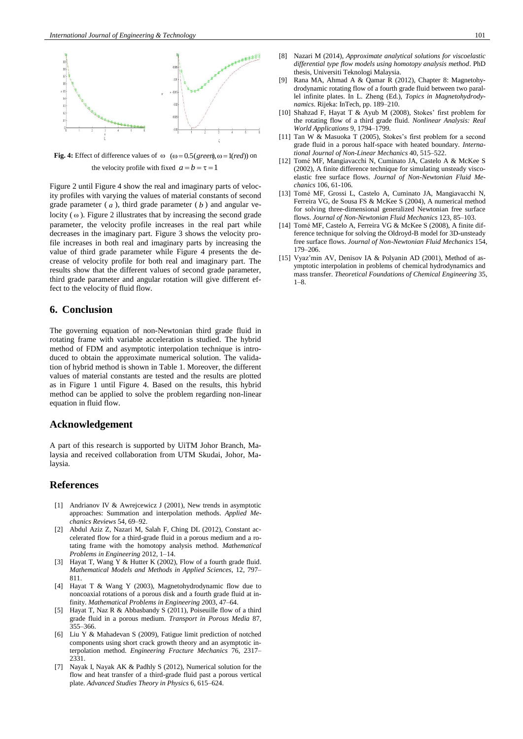**Fig. 4:** Effect of difference values of $\omega$ $(\omega = 0.5(green), \omega = 1(red))$ on the velocity profile with fixed $a = b = \tau = 1$

Figure 2 until Figure 4 show the real and imaginary parts of velocity profiles with varying the values of material constants of second grade parameter ( $a$ ), third grade parameter ( $b$ ) and angular velocity ( $\omega$ ). Figure 2 illustrates that by increasing the second grade parameter, the velocity profile increases in the real part while decreases in the imaginary part. Figure 3 shows the velocity profile increases in both real and imaginary parts by increasing the value of third grade parameter while Figure 4 presents the decrease of velocity profile for both real and imaginary part. The results show that the different values of second grade parameter, third grade parameter and angular rotation will give different effect to the velocity of fluid flow.

## 6. Conclusion

The governing equation of non-Newtonian third grade fluid in rotating frame with variable acceleration is studied. The hybrid method of FDM and asymptotic interpolation technique is introduced to obtain the approximate numerical solution. The validation of hybrid method is shown in Table 1. Moreover, the different values of material constants are tested and the results are plotted as in Figure 1 until Figure 4. Based on the results, this hybrid method can be applied to solve the problem regarding non-linear equation in fluid flow.

## Acknowledgement

A part of this research is supported by UiTM Johor Branch, Malaysia and received collaboration from UTM Skudai, Johor, Malaysia.

## References

[1] Andrianov IV & Awrejcewicz J (2001), New trends in asymptotic approaches: Summation and interpolation methods. *Applied Mechanics Reviews* 54, 69–92.

[2] Abdul Aziz Z, Nazari M, Salah F, Ching DL (2012), Constant accelerated flow for a third-grade fluid in a porous medium and a rotating frame with the homotopy analysis method. *Mathematical Problems in Engineering* 2012, 1–14.

[3] Hayat T, Wang Y & Hutter K (2002), Flow of a fourth grade fluid. *Mathematical Models and Methods in Applied Sciences*, 12, 797–811.

[4] Hayat T & Wang Y (2003), Magnetohydrodynamic flow due to noncoaxial rotations of a porous disk and a fourth grade fluid at infinity. *Mathematical Problems in Engineering* 2003, 47–64.

[5] Hayat T, Naz R & Abbasbandy S (2011), Poiseuille flow of a third grade fluid in a porous medium. *Transport in Porous Media* 87, 355–366.

[6] Liu Y & Mahadevan S (2009), Fatigue limit prediction of notched components using short crack growth theory and an asymptotic interpolation method. *Engineering Fracture Mechanics* 76, 2317–2331.

[7] Nayak I, Nayak AK & Padhly S (2012), Numerical solution for the flow and heat transfer of a third-grade fluid past a porous vertical plate. *Advanced Studies Theory in Physics* 6, 615–624.

[8] Nazari M (2014), *Approximate analytical solutions for viscoelastic differential type flow models using homotopy analysis method*. PhD thesis, Universiti Teknologi Malaysia.

[9] Rana MA, Ahmad A & Qamar R (2012), Chapter 8: Magnetohydrodynamic rotating flow of a fourth grade fluid between two parallel infinite plates. In L. Zheng (Ed.), *Topics in Magnetohydrodynamics*. Rijeka: InTech, pp. 189–210.

[10] Shahzad F, Hayat T & Ayub M (2008), Stokes' first problem for the rotating flow of a third grade fluid. *Nonlinear Analysis: Real World Applications* 9, 1794–1799.

[11] Tan W & Masuoka T (2005), Stokes's first problem for a second grade fluid in a porous half-space with heated boundary. *International Journal of Non-Linear Mechanics* 40, 515–522.

[12] Tomé MF, Mangiavacchi N, Cuminato JA, Castelo A & McKee S (2002), A finite difference technique for simulating unsteady viscoelastic free surface flows. *Journal of Non-Newtonian Fluid Mechanics* 106, 61-106.

[13] Tomé MF, Grossi L, Castelo A, Cuminato JA, Mangiavacchi N, Ferreira VG, de Sousa FS & McKee S (2004), A numerical method for solving three-dimensional generalized Newtonian free surface flows. *Journal of Non-Newtonian Fluid Mechanics* 123, 85–103.

[14] Tomé MF, Castelo A, Ferreira VG & McKee S (2008), A finite difference technique for solving the Oldroyd-B model for 3D-unsteady free surface flows. *Journal of Non-Newtonian Fluid Mechanics* 154, 179–206.

[15] Vyaz'min AV, Denisov IA & Polyanin AD (2001), Method of asymptotic interpolation in problems of chemical hydrodynamics and mass transfer. *Theoretical Foundations of Chemical Engineering* 35, 1–8.